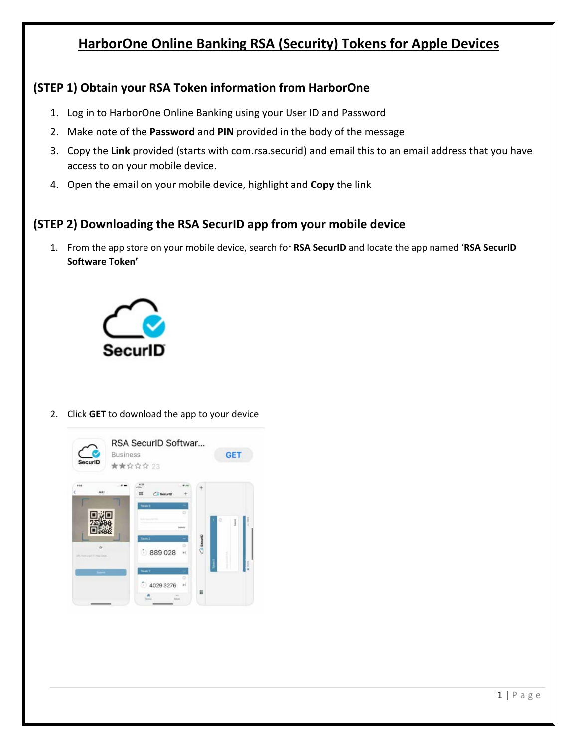# HarborOne Online Banking RSA (Security) Tokens for Apple Devices

## (STEP 1) Obtain your RSA Token information from HarborOne

1. Log in to HarborOne Online Banking using your User ID and Password
2. Make note of the **Password** and **PIN** provided in the body of the message
3. Copy the **Link** provided (starts with com.rsa.securid) and email this to an email address that you have access to on your mobile device.
4. Open the email on your mobile device, highlight and **Copy** the link

## (STEP 2) Downloading the RSA SecurID app from your mobile device

1. From the app store on your mobile device, search for **RSA SecurID** and locate the app named '**RSA SecurID Software Token'**
2. Click **GET** to download the app to your device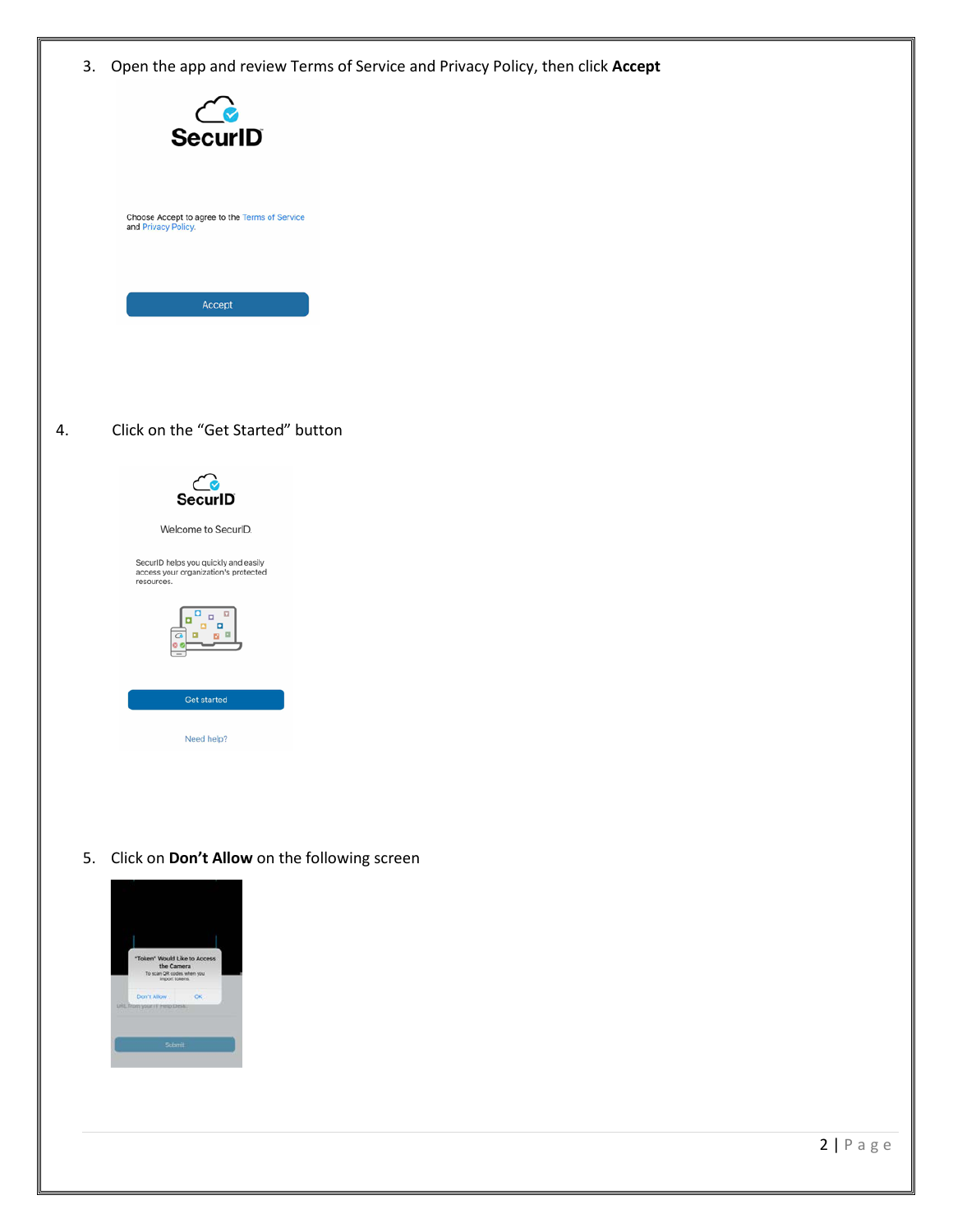3. Open the app and review Terms of Service and Privacy Policy, then click **Accept**

SecurID

Choose Accept to agree to the Terms of Service and Privacy Policy.

Accept

4. Click on the "Get Started" button

SecurID

Welcome to SecurID.

SecurID helps you quickly and easily access your organization's protected resources.

Get started

Need help?

5. Click on **Don't Allow** on the following screen

"Token" Would Like to Access the Camera

To scan QR codes when you import tokens.

Don't Allow OK

Submit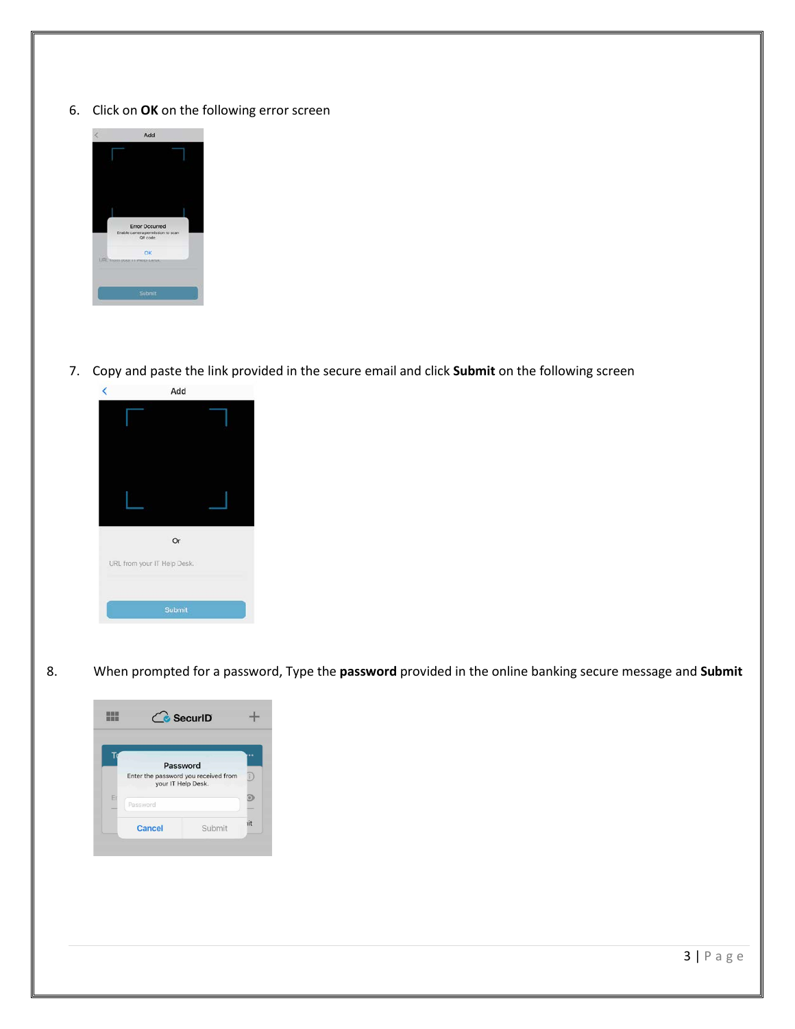6. Click on **OK** on the following error screen

7. Copy and paste the link provided in the secure email and click **Submit** on the following screen

8. When prompted for a password, Type the **password** provided in the online banking secure message and **Submit**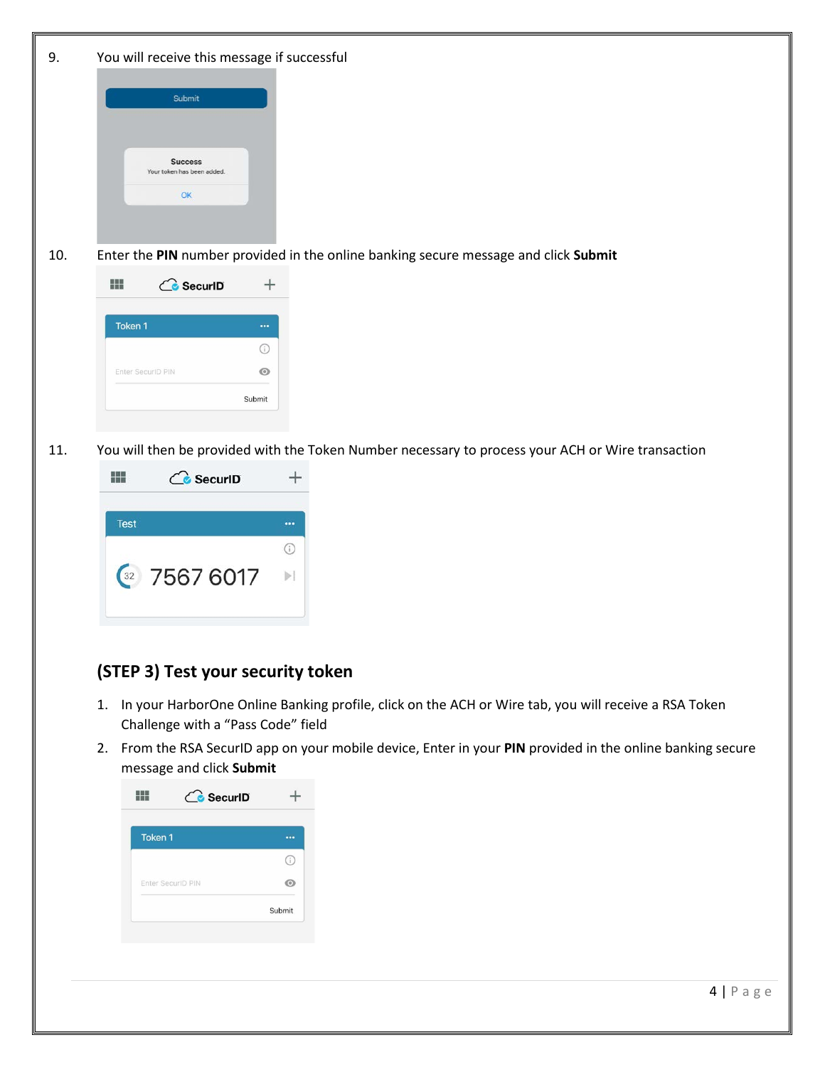9. You will receive this message if successful

10. Enter the **PIN** number provided in the online banking secure message and click **Submit**

11. You will then be provided with the Token Number necessary to process your ACH or Wire transaction

## (STEP 3) Test your security token

1. In your HarborOne Online Banking profile, click on the ACH or Wire tab, you will receive a RSA Token Challenge with a “Pass Code” field
2. From the RSA SecurID app on your mobile device, Enter in your **PIN** provided in the online banking secure message and click **Submit**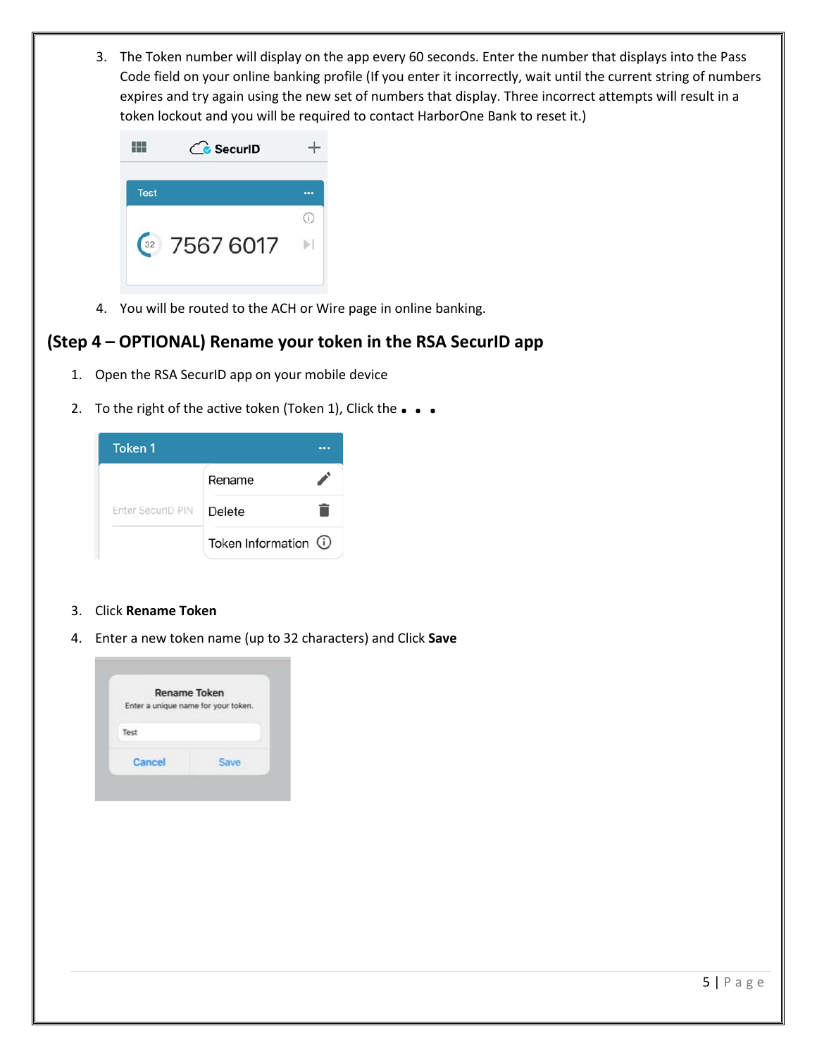3. The Token number will display on the app every 60 seconds. Enter the number that displays into the Pass Code field on your online banking profile (If you enter it incorrectly, wait until the current string of numbers expires and try again using the new set of numbers that display. Three incorrect attempts will result in a token lockout and you will be required to contact HarborOne Bank to reset it.)

4. You will be routed to the ACH or Wire page in online banking.

## (Step 4 – OPTIONAL) Rename your token in the RSA SecurID app

1. Open the RSA SecurID app on your mobile device
2. To the right of the active token (Token 1), Click the • • •
3. Click **Rename Token**
4. Enter a new token name (up to 32 characters) and Click **Save**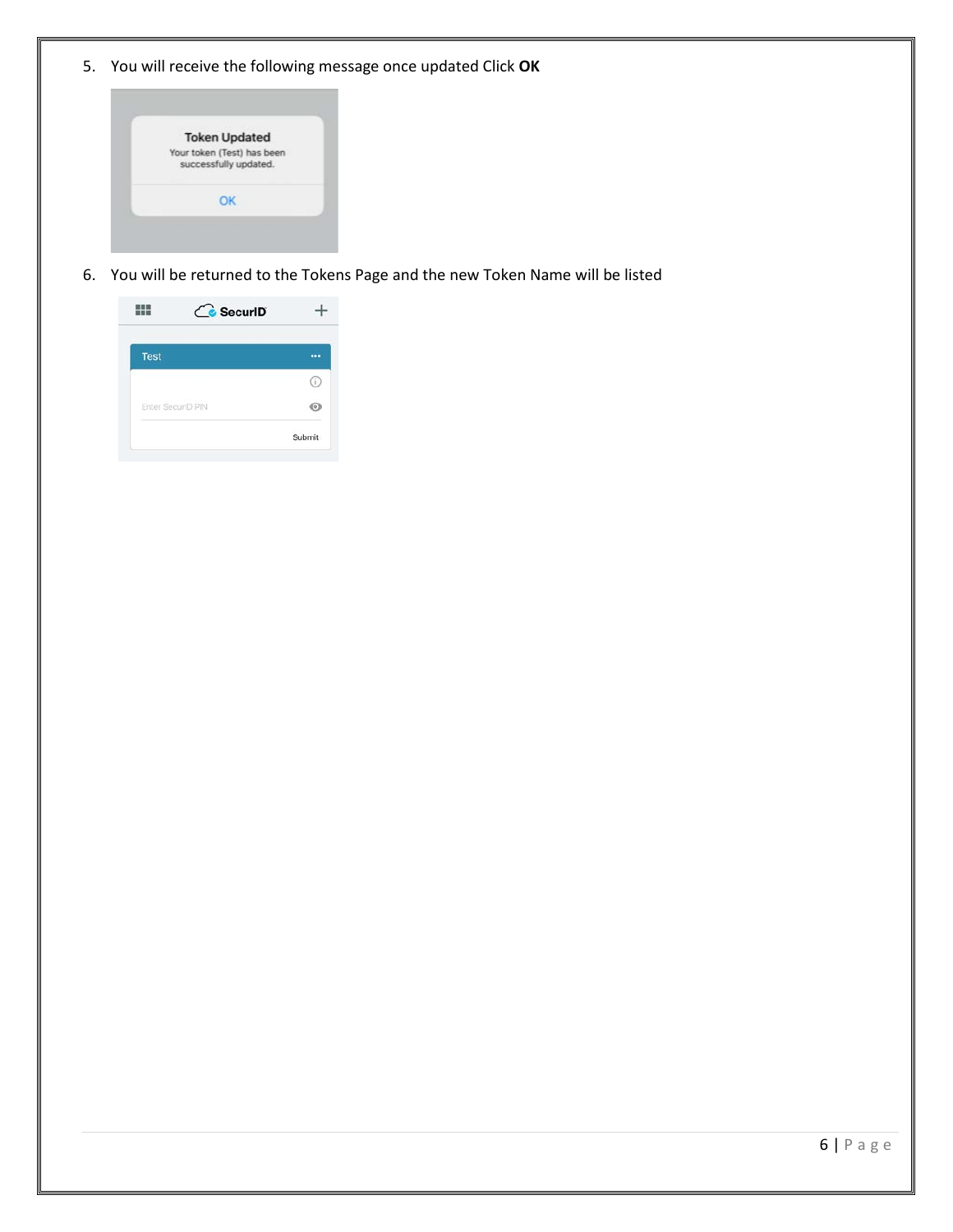5. You will receive the following message once updated Click **OK**

6. You will be returned to the Tokens Page and the new Token Name will be listed